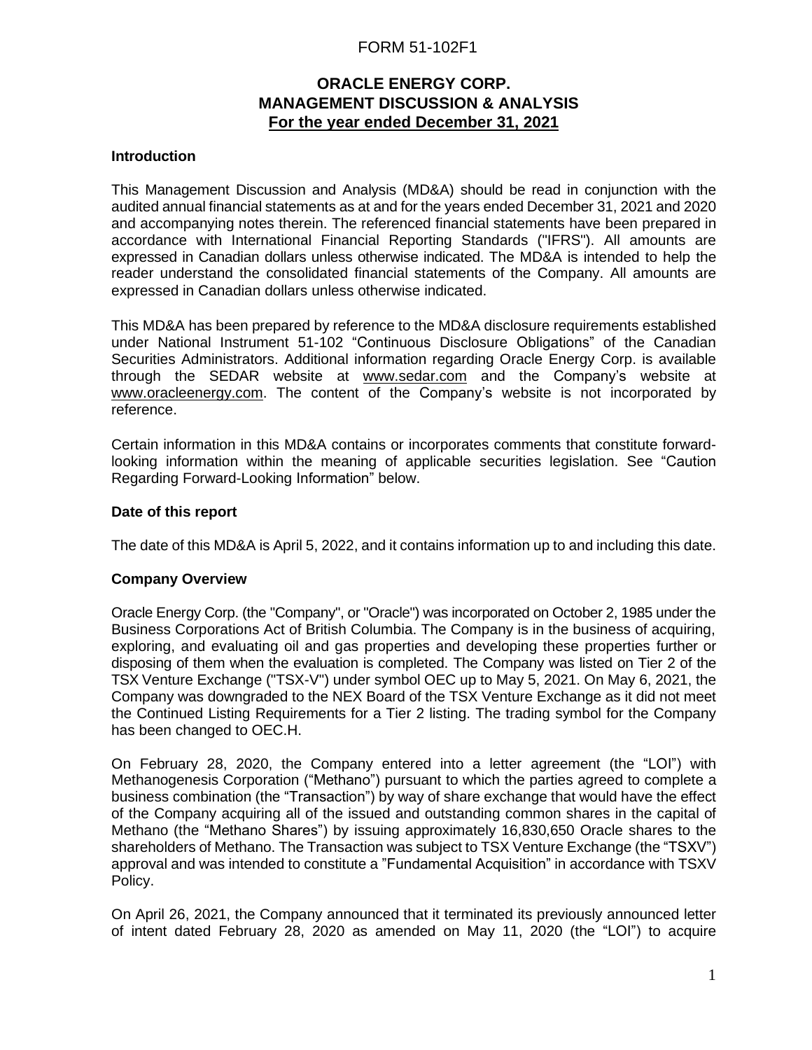FORM 51-102F1

# ORACLE ENERGY CORP.
# MANAGEMENT DISCUSSION & ANALYSIS
## For the year ended December 31, 2021

### Introduction

This Management Discussion and Analysis (MD&A) should be read in conjunction with the audited annual financial statements as at and for the years ended December 31, 2021 and 2020 and accompanying notes therein. The referenced financial statements have been prepared in accordance with International Financial Reporting Standards ("IFRS"). All amounts are expressed in Canadian dollars unless otherwise indicated. The MD&A is intended to help the reader understand the consolidated financial statements of the Company. All amounts are expressed in Canadian dollars unless otherwise indicated.

This MD&A has been prepared by reference to the MD&A disclosure requirements established under National Instrument 51-102 "Continuous Disclosure Obligations" of the Canadian Securities Administrators. Additional information regarding Oracle Energy Corp. is available through the SEDAR website at www.sedar.com and the Company's website at www.oracleenergy.com. The content of the Company's website is not incorporated by reference.

Certain information in this MD&A contains or incorporates comments that constitute forward-looking information within the meaning of applicable securities legislation. See "Caution Regarding Forward-Looking Information" below.

### Date of this report

The date of this MD&A is April 5, 2022, and it contains information up to and including this date.

### Company Overview

Oracle Energy Corp. (the "Company", or "Oracle") was incorporated on October 2, 1985 under the Business Corporations Act of British Columbia. The Company is in the business of acquiring, exploring, and evaluating oil and gas properties and developing these properties further or disposing of them when the evaluation is completed. The Company was listed on Tier 2 of the TSX Venture Exchange ("TSX-V") under symbol OEC up to May 5, 2021. On May 6, 2021, the Company was downgraded to the NEX Board of the TSX Venture Exchange as it did not meet the Continued Listing Requirements for a Tier 2 listing. The trading symbol for the Company has been changed to OEC.H.

On February 28, 2020, the Company entered into a letter agreement (the "LOI") with Methanogenesis Corporation ("Methano") pursuant to which the parties agreed to complete a business combination (the "Transaction") by way of share exchange that would have the effect of the Company acquiring all of the issued and outstanding common shares in the capital of Methano (the "Methano Shares") by issuing approximately 16,830,650 Oracle shares to the shareholders of Methano. The Transaction was subject to TSX Venture Exchange (the "TSXV") approval and was intended to constitute a "Fundamental Acquisition" in accordance with TSXV Policy.

On April 26, 2021, the Company announced that it terminated its previously announced letter of intent dated February 28, 2020 as amended on May 11, 2020 (the "LOI") to acquire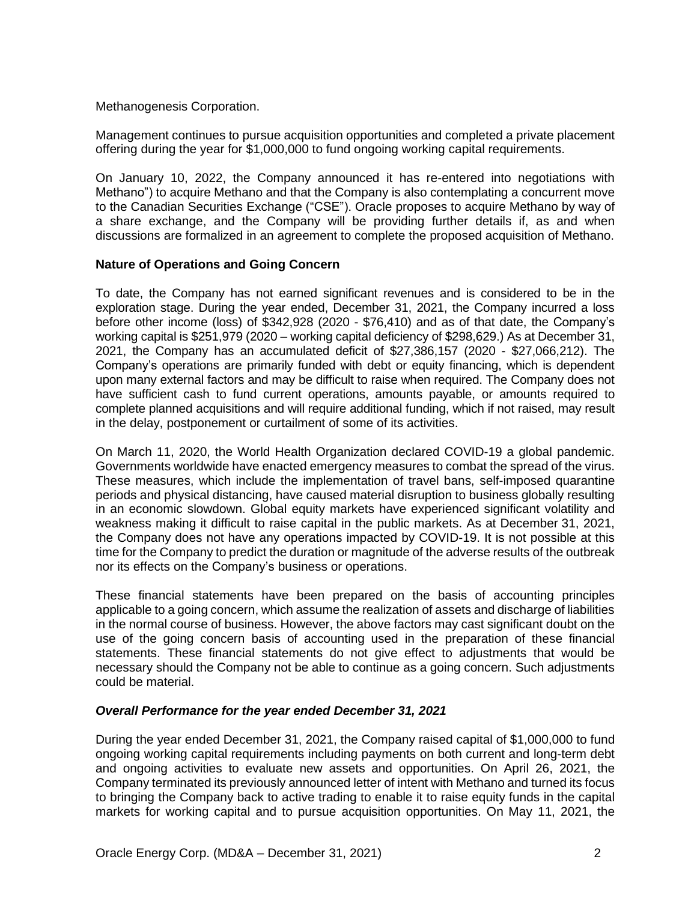Methanogenesis Corporation.

Management continues to pursue acquisition opportunities and completed a private placement offering during the year for $1,000,000 to fund ongoing working capital requirements.

On January 10, 2022, the Company announced it has re-entered into negotiations with Methano") to acquire Methano and that the Company is also contemplating a concurrent move to the Canadian Securities Exchange ("CSE"). Oracle proposes to acquire Methano by way of a share exchange, and the Company will be providing further details if, as and when discussions are formalized in an agreement to complete the proposed acquisition of Methano.

**Nature of Operations and Going Concern**

To date, the Company has not earned significant revenues and is considered to be in the exploration stage. During the year ended, December 31, 2021, the Company incurred a loss before other income (loss) of $342,928 (2020 - $76,410) and as of that date, the Company's working capital is $251,979 (2020 – working capital deficiency of $298,629.) As at December 31, 2021, the Company has an accumulated deficit of $27,386,157 (2020 - $27,066,212). The Company's operations are primarily funded with debt or equity financing, which is dependent upon many external factors and may be difficult to raise when required. The Company does not have sufficient cash to fund current operations, amounts payable, or amounts required to complete planned acquisitions and will require additional funding, which if not raised, may result in the delay, postponement or curtailment of some of its activities.

On March 11, 2020, the World Health Organization declared COVID-19 a global pandemic. Governments worldwide have enacted emergency measures to combat the spread of the virus. These measures, which include the implementation of travel bans, self-imposed quarantine periods and physical distancing, have caused material disruption to business globally resulting in an economic slowdown. Global equity markets have experienced significant volatility and weakness making it difficult to raise capital in the public markets. As at December 31, 2021, the Company does not have any operations impacted by COVID-19. It is not possible at this time for the Company to predict the duration or magnitude of the adverse results of the outbreak nor its effects on the Company's business or operations.

These financial statements have been prepared on the basis of accounting principles applicable to a going concern, which assume the realization of assets and discharge of liabilities in the normal course of business. However, the above factors may cast significant doubt on the use of the going concern basis of accounting used in the preparation of these financial statements. These financial statements do not give effect to adjustments that would be necessary should the Company not be able to continue as a going concern. Such adjustments could be material.

***Overall Performance for the year ended December 31, 2021***

During the year ended December 31, 2021, the Company raised capital of $1,000,000 to fund ongoing working capital requirements including payments on both current and long-term debt and ongoing activities to evaluate new assets and opportunities. On April 26, 2021, the Company terminated its previously announced letter of intent with Methano and turned its focus to bringing the Company back to active trading to enable it to raise equity funds in the capital markets for working capital and to pursue acquisition opportunities. On May 11, 2021, the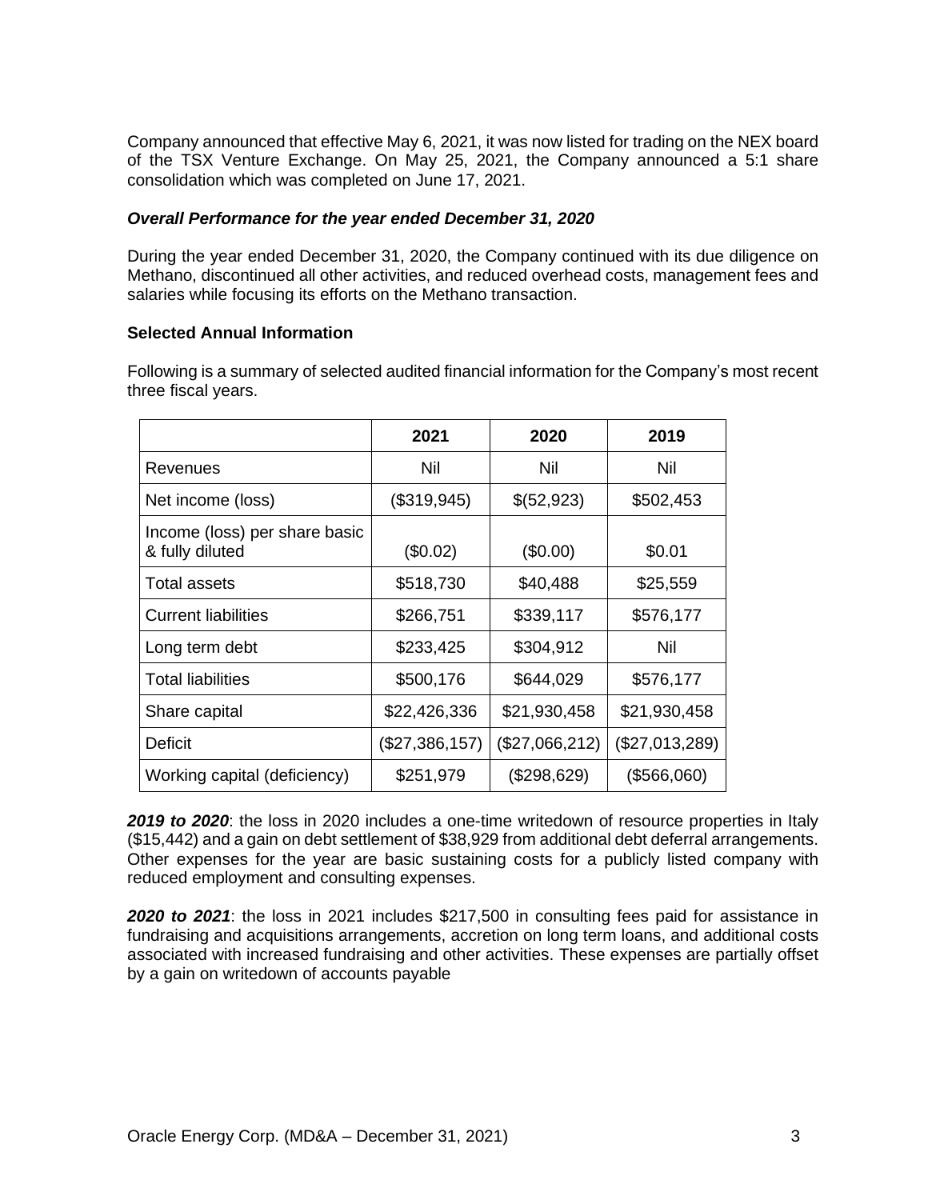Company announced that effective May 6, 2021, it was now listed for trading on the NEX board of the TSX Venture Exchange. On May 25, 2021, the Company announced a 5:1 share consolidation which was completed on June 17, 2021.

### *Overall Performance for the year ended December 31, 2020*

During the year ended December 31, 2020, the Company continued with its due diligence on Methano, discontinued all other activities, and reduced overhead costs, management fees and salaries while focusing its efforts on the Methano transaction.

### Selected Annual Information

Following is a summary of selected audited financial information for the Company's most recent three fiscal years.

| | 2021 | 2020 | 2019 |
|---|---|---|---|
| Revenues | Nil | Nil | Nil |
| Net income (loss) | ($319,945) | $(52,923) | $502,453 |
| Income (loss) per share basic & fully diluted | ($0.02) | ($0.00) | $0.01 |
| Total assets | $518,730 | $40,488 | $25,559 |
| Current liabilities | $266,751 | $339,117 | $576,177 |
| Long term debt | $233,425 | $304,912 | Nil |
| Total liabilities | $500,176 | $644,029 | $576,177 |
| Share capital | $22,426,336 | $21,930,458 | $21,930,458 |
| Deficit | ($27,386,157) | ($27,066,212) | ($27,013,289) |
| Working capital (deficiency) | $251,979 | ($298,629) | ($566,060) |

***2019 to 2020***: the loss in 2020 includes a one-time writedown of resource properties in Italy ($15,442) and a gain on debt settlement of $38,929 from additional debt deferral arrangements. Other expenses for the year are basic sustaining costs for a publicly listed company with reduced employment and consulting expenses.

***2020 to 2021***: the loss in 2021 includes $217,500 in consulting fees paid for assistance in fundraising and acquisitions arrangements, accretion on long term loans, and additional costs associated with increased fundraising and other activities. These expenses are partially offset by a gain on writedown of accounts payable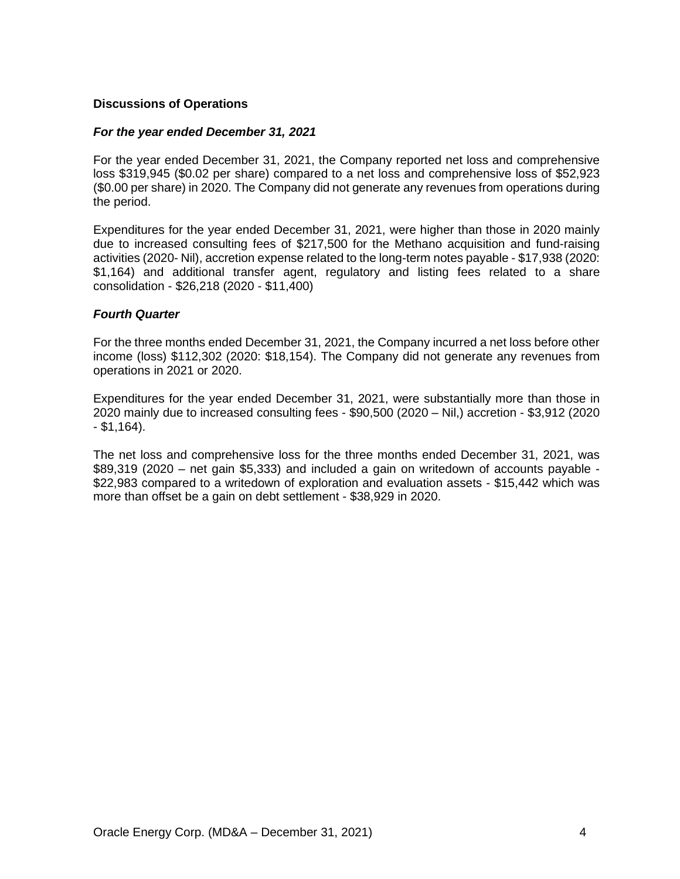## Discussions of Operations

### *For the year ended December 31, 2021*

For the year ended December 31, 2021, the Company reported net loss and comprehensive loss $319,945 ($0.02 per share) compared to a net loss and comprehensive loss of $52,923 ($0.00 per share) in 2020. The Company did not generate any revenues from operations during the period.

Expenditures for the year ended December 31, 2021, were higher than those in 2020 mainly due to increased consulting fees of $217,500 for the Methano acquisition and fund-raising activities (2020- Nil), accretion expense related to the long-term notes payable - $17,938 (2020: $1,164) and additional transfer agent, regulatory and listing fees related to a share consolidation - $26,218 (2020 - $11,400)

### *Fourth Quarter*

For the three months ended December 31, 2021, the Company incurred a net loss before other income (loss) $112,302 (2020: $18,154). The Company did not generate any revenues from operations in 2021 or 2020.

Expenditures for the year ended December 31, 2021, were substantially more than those in 2020 mainly due to increased consulting fees - $90,500 (2020 – Nil,) accretion - $3,912 (2020 - $1,164).

The net loss and comprehensive loss for the three months ended December 31, 2021, was $89,319 (2020 – net gain $5,333) and included a gain on writedown of accounts payable - $22,983 compared to a writedown of exploration and evaluation assets - $15,442 which was more than offset be a gain on debt settlement - $38,929 in 2020.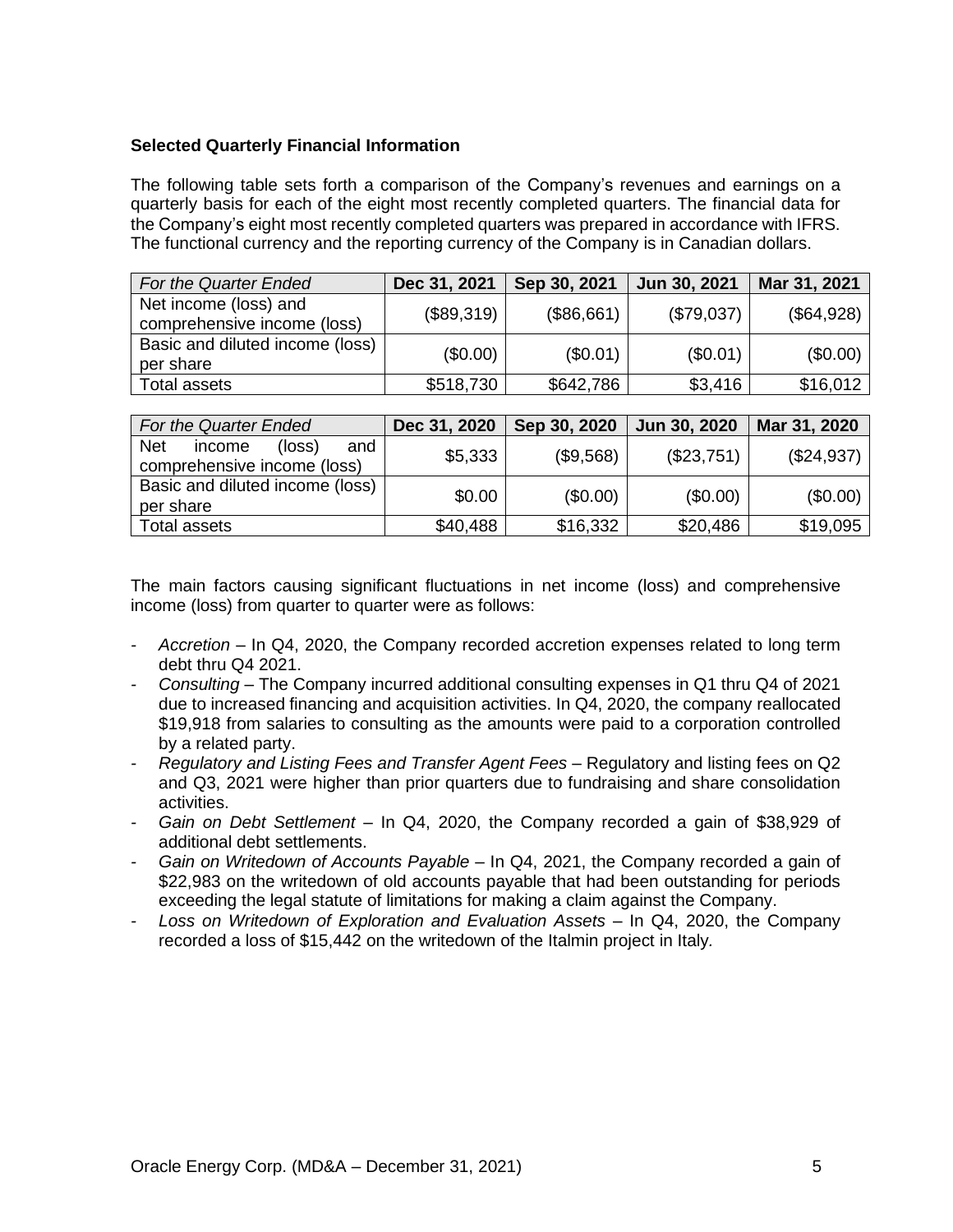**Selected Quarterly Financial Information**

The following table sets forth a comparison of the Company's revenues and earnings on a quarterly basis for each of the eight most recently completed quarters. The financial data for the Company's eight most recently completed quarters was prepared in accordance with IFRS. The functional currency and the reporting currency of the Company is in Canadian dollars.

| *For the Quarter Ended* | Dec 31, 2021 | Sep 30, 2021 | Jun 30, 2021 | Mar 31, 2021 |
|---|---|---|---|---|
| Net income (loss) and comprehensive income (loss) | ($89,319) | ($86,661) | ($79,037) | ($64,928) |
| Basic and diluted income (loss) per share | ($0.00) | ($0.01) | ($0.01) | ($0.00) |
| Total assets | $518,730 | $642,786 | $3,416 | $16,012 |

| *For the Quarter Ended* | Dec 31, 2020 | Sep 30, 2020 | Jun 30, 2020 | Mar 31, 2020 |
|---|---|---|---|---|
| Net income (loss) and comprehensive income (loss) | $5,333 | ($9,568) | ($23,751) | ($24,937) |
| Basic and diluted income (loss) per share | $0.00 | ($0.00) | ($0.00) | ($0.00) |
| Total assets | $40,488 | $16,332 | $20,486 | $19,095 |

The main factors causing significant fluctuations in net income (loss) and comprehensive income (loss) from quarter to quarter were as follows:

- *Accretion* – In Q4, 2020, the Company recorded accretion expenses related to long term debt thru Q4 2021.
- *Consulting* – The Company incurred additional consulting expenses in Q1 thru Q4 of 2021 due to increased financing and acquisition activities. In Q4, 2020, the company reallocated $19,918 from salaries to consulting as the amounts were paid to a corporation controlled by a related party.
- *Regulatory and Listing Fees and Transfer Agent Fees* – Regulatory and listing fees on Q2 and Q3, 2021 were higher than prior quarters due to fundraising and share consolidation activities.
- *Gain on Debt Settlement* – In Q4, 2020, the Company recorded a gain of $38,929 of additional debt settlements.
- *Gain on Writedown of Accounts Payable* – In Q4, 2021, the Company recorded a gain of $22,983 on the writedown of old accounts payable that had been outstanding for periods exceeding the legal statute of limitations for making a claim against the Company.
- *Loss on Writedown of Exploration and Evaluation Assets* – In Q4, 2020, the Company recorded a loss of $15,442 on the writedown of the Italmin project in Italy.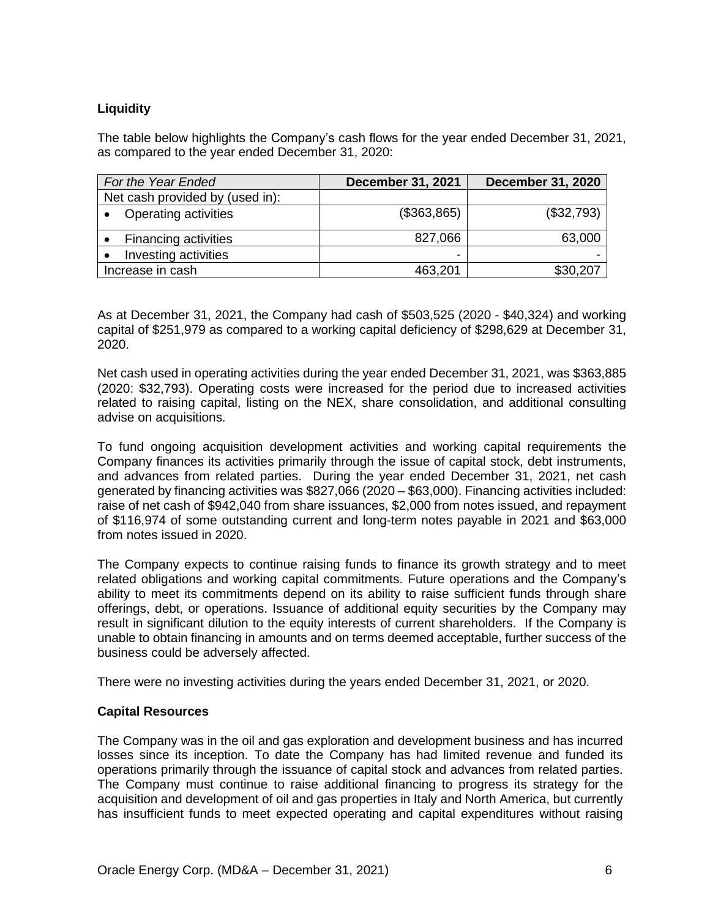**Liquidity**

The table below highlights the Company's cash flows for the year ended December 31, 2021, as compared to the year ended December 31, 2020:

| *For the Year Ended* | **December 31, 2021** | **December 31, 2020** |
|---|---:|---:|
| Net cash provided by (used in): | | |
| • Operating activities | ($363,865) | ($32,793) |
| • Financing activities | 827,066 | 63,000 |
| • Investing activities | - | - |
| Increase in cash | 463,201 | $30,207 |

As at December 31, 2021, the Company had cash of $503,525 (2020 - $40,324) and working capital of $251,979 as compared to a working capital deficiency of $298,629 at December 31, 2020.

Net cash used in operating activities during the year ended December 31, 2021, was $363,885 (2020: $32,793). Operating costs were increased for the period due to increased activities related to raising capital, listing on the NEX, share consolidation, and additional consulting advise on acquisitions.

To fund ongoing acquisition development activities and working capital requirements the Company finances its activities primarily through the issue of capital stock, debt instruments, and advances from related parties. During the year ended December 31, 2021, net cash generated by financing activities was $827,066 (2020 – $63,000). Financing activities included: raise of net cash of $942,040 from share issuances, $2,000 from notes issued, and repayment of $116,974 of some outstanding current and long-term notes payable in 2021 and $63,000 from notes issued in 2020.

The Company expects to continue raising funds to finance its growth strategy and to meet related obligations and working capital commitments. Future operations and the Company's ability to meet its commitments depend on its ability to raise sufficient funds through share offerings, debt, or operations. Issuance of additional equity securities by the Company may result in significant dilution to the equity interests of current shareholders. If the Company is unable to obtain financing in amounts and on terms deemed acceptable, further success of the business could be adversely affected.

There were no investing activities during the years ended December 31, 2021, or 2020.

**Capital Resources**

The Company was in the oil and gas exploration and development business and has incurred losses since its inception. To date the Company has had limited revenue and funded its operations primarily through the issuance of capital stock and advances from related parties. The Company must continue to raise additional financing to progress its strategy for the acquisition and development of oil and gas properties in Italy and North America, but currently has insufficient funds to meet expected operating and capital expenditures without raising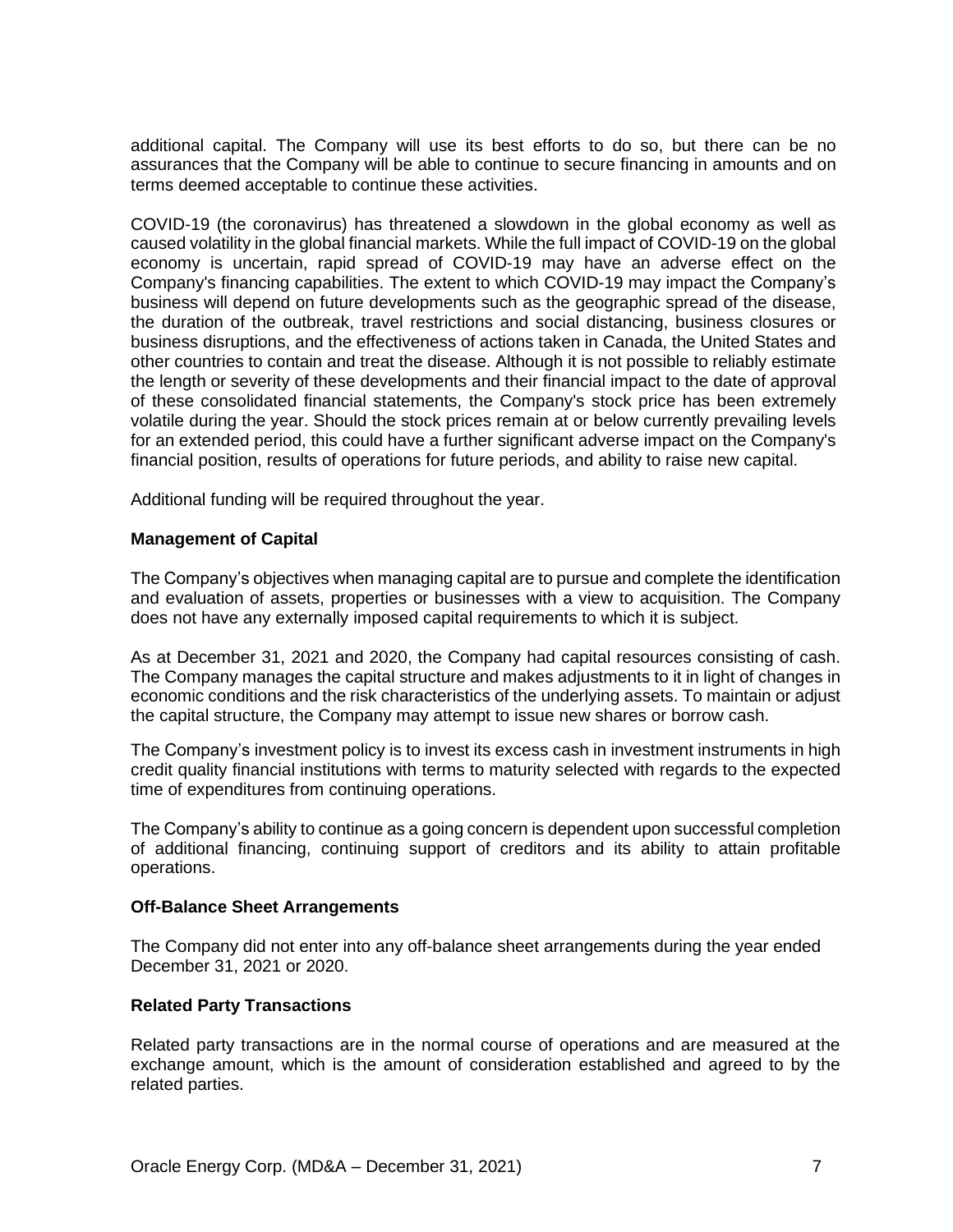additional capital. The Company will use its best efforts to do so, but there can be no assurances that the Company will be able to continue to secure financing in amounts and on terms deemed acceptable to continue these activities.

COVID-19 (the coronavirus) has threatened a slowdown in the global economy as well as caused volatility in the global financial markets. While the full impact of COVID-19 on the global economy is uncertain, rapid spread of COVID-19 may have an adverse effect on the Company's financing capabilities. The extent to which COVID-19 may impact the Company's business will depend on future developments such as the geographic spread of the disease, the duration of the outbreak, travel restrictions and social distancing, business closures or business disruptions, and the effectiveness of actions taken in Canada, the United States and other countries to contain and treat the disease. Although it is not possible to reliably estimate the length or severity of these developments and their financial impact to the date of approval of these consolidated financial statements, the Company's stock price has been extremely volatile during the year. Should the stock prices remain at or below currently prevailing levels for an extended period, this could have a further significant adverse impact on the Company's financial position, results of operations for future periods, and ability to raise new capital.

Additional funding will be required throughout the year.

**Management of Capital**

The Company's objectives when managing capital are to pursue and complete the identification and evaluation of assets, properties or businesses with a view to acquisition. The Company does not have any externally imposed capital requirements to which it is subject.

As at December 31, 2021 and 2020, the Company had capital resources consisting of cash. The Company manages the capital structure and makes adjustments to it in light of changes in economic conditions and the risk characteristics of the underlying assets. To maintain or adjust the capital structure, the Company may attempt to issue new shares or borrow cash.

The Company's investment policy is to invest its excess cash in investment instruments in high credit quality financial institutions with terms to maturity selected with regards to the expected time of expenditures from continuing operations.

The Company's ability to continue as a going concern is dependent upon successful completion of additional financing, continuing support of creditors and its ability to attain profitable operations.

**Off-Balance Sheet Arrangements**

The Company did not enter into any off-balance sheet arrangements during the year ended December 31, 2021 or 2020.

**Related Party Transactions**

Related party transactions are in the normal course of operations and are measured at the exchange amount, which is the amount of consideration established and agreed to by the related parties.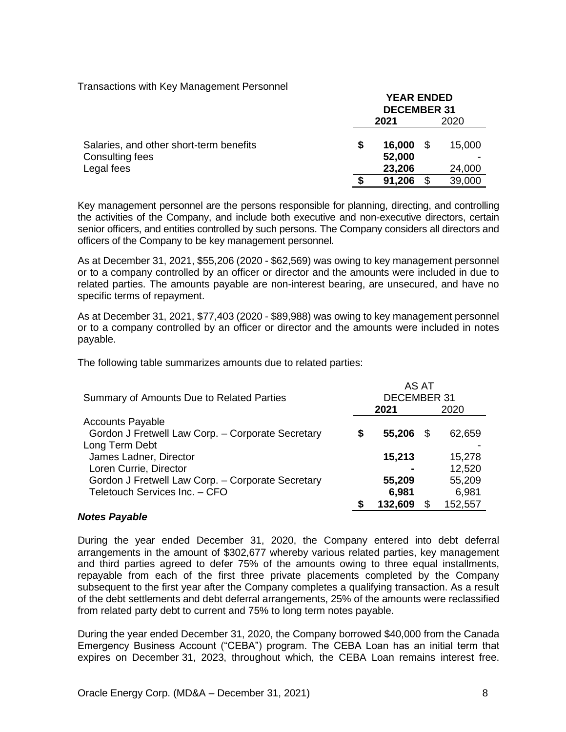Transactions with Key Management Personnel

| | YEAR ENDED DECEMBER 31 | |
|---|---|---|
| | **2021** | 2020 |
| Salaries, and other short-term benefits | **$ 16,000** | $ 15,000 |
| Consulting fees | **52,000** | - |
| Legal fees | **23,206** | 24,000 |
| | **$ 91,206** | $ 39,000 |

Key management personnel are the persons responsible for planning, directing, and controlling the activities of the Company, and include both executive and non-executive directors, certain senior officers, and entities controlled by such persons. The Company considers all directors and officers of the Company to be key management personnel.

As at December 31, 2021, $55,206 (2020 - $62,569) was owing to key management personnel or to a company controlled by an officer or director and the amounts were included in due to related parties. The amounts payable are non-interest bearing, are unsecured, and have no specific terms of repayment.

As at December 31, 2021, $77,403 (2020 - $89,988) was owing to key management personnel or to a company controlled by an officer or director and the amounts were included in notes payable.

The following table summarizes amounts due to related parties:

| Summary of Amounts Due to Related Parties | AS AT DECEMBER 31 | |
|---|---|---|
| | **2021** | 2020 |
| Accounts Payable | | |
| Gordon J Fretwell Law Corp. – Corporate Secretary | **$ 55,206** | $ 62,659 |
| Long Term Debt | | - |
| James Ladner, Director | **15,213** | 15,278 |
| Loren Currie, Director | **-** | 12,520 |
| Gordon J Fretwell Law Corp. – Corporate Secretary | **55,209** | 55,209 |
| Teletouch Services Inc. – CFO | **6,981** | 6,981 |
| | **$ 132,609** | $ 152,557 |

***Notes Payable***

During the year ended December 31, 2020, the Company entered into debt deferral arrangements in the amount of $302,677 whereby various related parties, key management and third parties agreed to defer 75% of the amounts owing to three equal installments, repayable from each of the first three private placements completed by the Company subsequent to the first year after the Company completes a qualifying transaction. As a result of the debt settlements and debt deferral arrangements, 25% of the amounts were reclassified from related party debt to current and 75% to long term notes payable.

During the year ended December 31, 2020, the Company borrowed $40,000 from the Canada Emergency Business Account ("CEBA") program. The CEBA Loan has an initial term that expires on December 31, 2023, throughout which, the CEBA Loan remains interest free.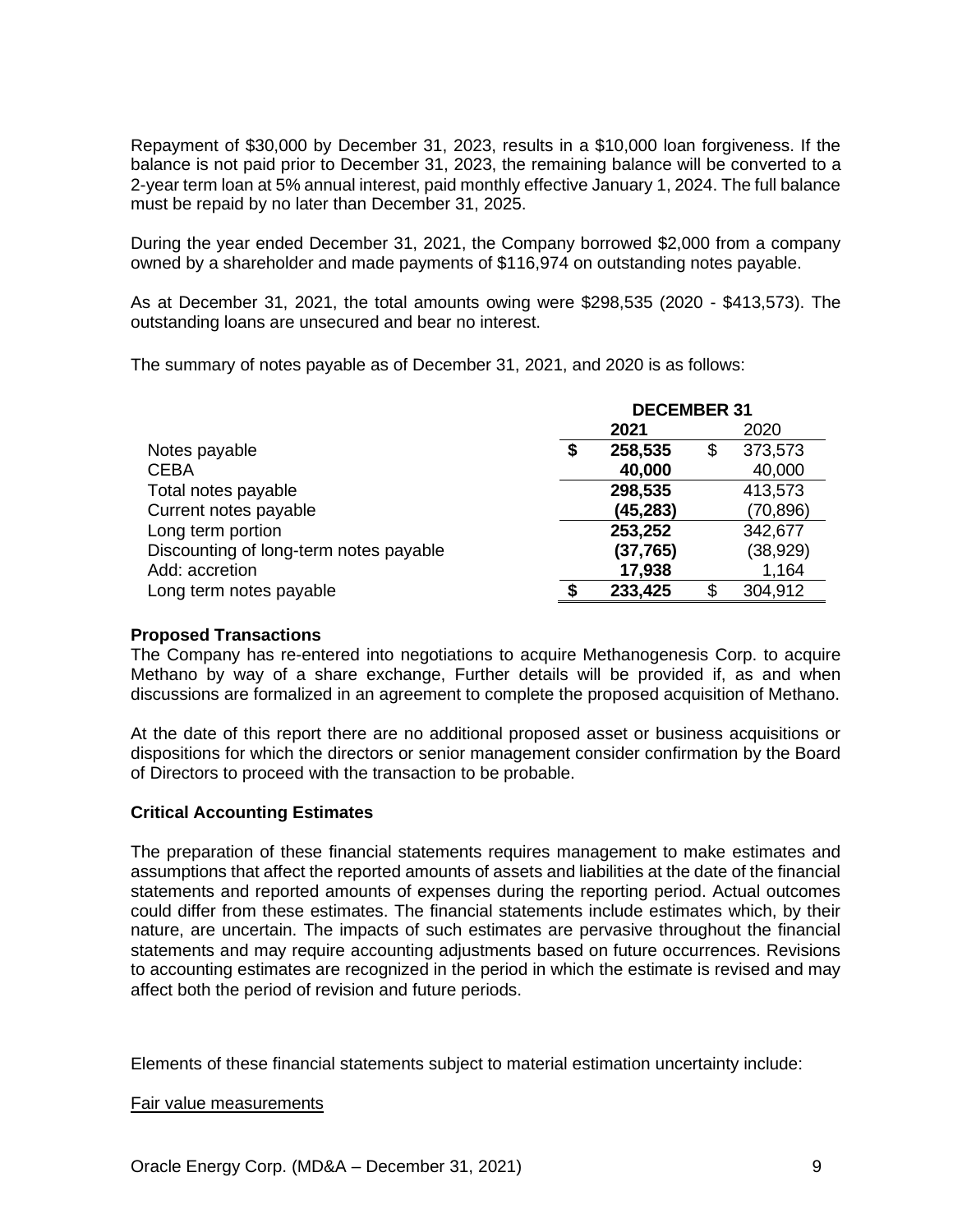Repayment of $30,000 by December 31, 2023, results in a $10,000 loan forgiveness. If the balance is not paid prior to December 31, 2023, the remaining balance will be converted to a 2-year term loan at 5% annual interest, paid monthly effective January 1, 2024. The full balance must be repaid by no later than December 31, 2025.

During the year ended December 31, 2021, the Company borrowed $2,000 from a company owned by a shareholder and made payments of $116,974 on outstanding notes payable.

As at December 31, 2021, the total amounts owing were $298,535 (2020 - $413,573). The outstanding loans are unsecured and bear no interest.

The summary of notes payable as of December 31, 2021, and 2020 is as follows:

| | DECEMBER 31 | |
|---|---|---|
| | **2021** | 2020 |
| Notes payable | **$ 258,535** | $ 373,573 |
| CEBA | **40,000** | 40,000 |
| Total notes payable | **298,535** | 413,573 |
| Current notes payable | **(45,283)** | (70,896) |
| Long term portion | **253,252** | 342,677 |
| Discounting of long-term notes payable | **(37,765)** | (38,929) |
| Add: accretion | **17,938** | 1,164 |
| Long term notes payable | **$ 233,425** | $ 304,912 |

**Proposed Transactions**

The Company has re-entered into negotiations to acquire Methanogenesis Corp. to acquire Methano by way of a share exchange, Further details will be provided if, as and when discussions are formalized in an agreement to complete the proposed acquisition of Methano.

At the date of this report there are no additional proposed asset or business acquisitions or dispositions for which the directors or senior management consider confirmation by the Board of Directors to proceed with the transaction to be probable.

**Critical Accounting Estimates**

The preparation of these financial statements requires management to make estimates and assumptions that affect the reported amounts of assets and liabilities at the date of the financial statements and reported amounts of expenses during the reporting period. Actual outcomes could differ from these estimates. The financial statements include estimates which, by their nature, are uncertain. The impacts of such estimates are pervasive throughout the financial statements and may require accounting adjustments based on future occurrences. Revisions to accounting estimates are recognized in the period in which the estimate is revised and may affect both the period of revision and future periods.

Elements of these financial statements subject to material estimation uncertainty include:

Fair value measurements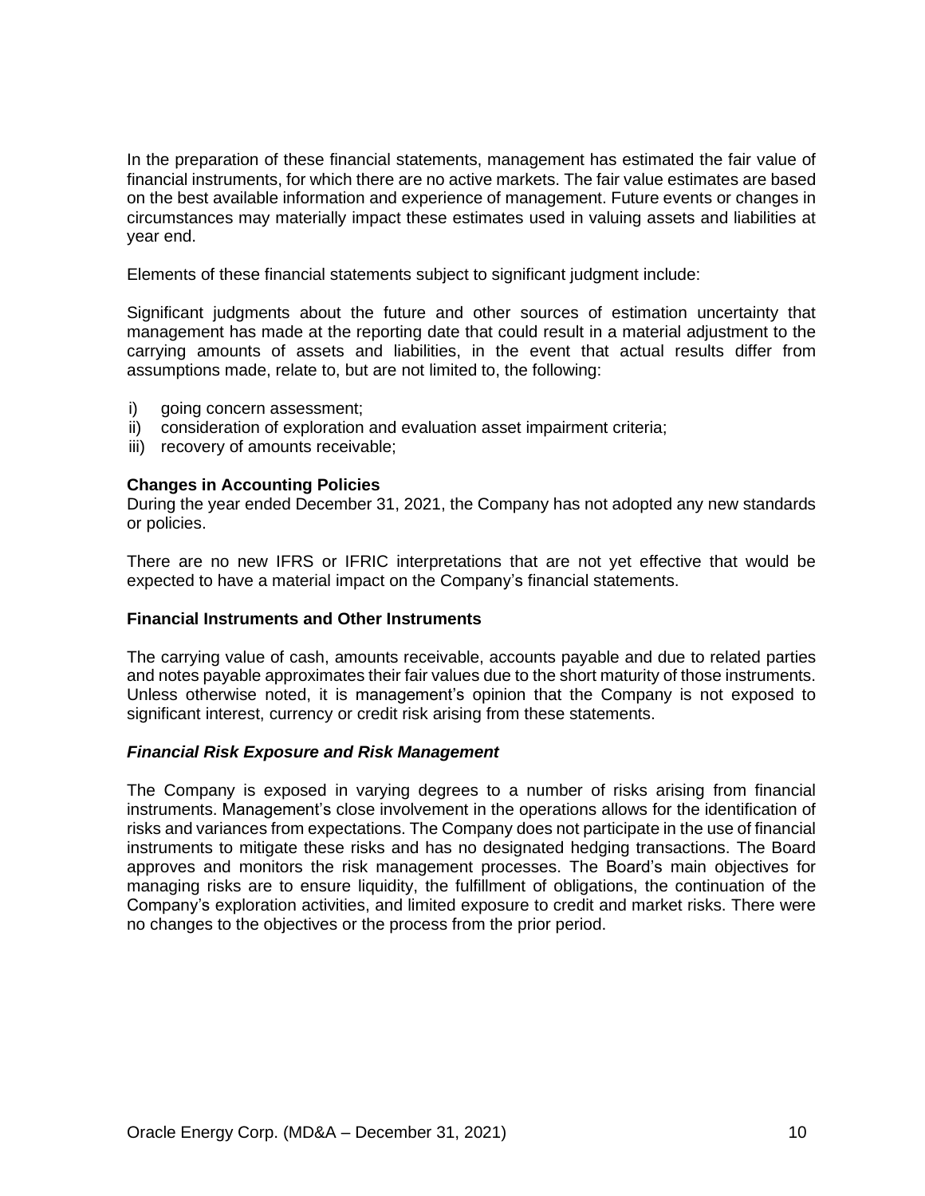In the preparation of these financial statements, management has estimated the fair value of financial instruments, for which there are no active markets. The fair value estimates are based on the best available information and experience of management. Future events or changes in circumstances may materially impact these estimates used in valuing assets and liabilities at year end.

Elements of these financial statements subject to significant judgment include:

Significant judgments about the future and other sources of estimation uncertainty that management has made at the reporting date that could result in a material adjustment to the carrying amounts of assets and liabilities, in the event that actual results differ from assumptions made, relate to, but are not limited to, the following:

i) going concern assessment;
ii) consideration of exploration and evaluation asset impairment criteria;
iii) recovery of amounts receivable;

**Changes in Accounting Policies**

During the year ended December 31, 2021, the Company has not adopted any new standards or policies.

There are no new IFRS or IFRIC interpretations that are not yet effective that would be expected to have a material impact on the Company's financial statements.

**Financial Instruments and Other Instruments**

The carrying value of cash, amounts receivable, accounts payable and due to related parties and notes payable approximates their fair values due to the short maturity of those instruments. Unless otherwise noted, it is management's opinion that the Company is not exposed to significant interest, currency or credit risk arising from these statements.

***Financial Risk Exposure and Risk Management***

The Company is exposed in varying degrees to a number of risks arising from financial instruments. Management's close involvement in the operations allows for the identification of risks and variances from expectations. The Company does not participate in the use of financial instruments to mitigate these risks and has no designated hedging transactions. The Board approves and monitors the risk management processes. The Board's main objectives for managing risks are to ensure liquidity, the fulfillment of obligations, the continuation of the Company's exploration activities, and limited exposure to credit and market risks. There were no changes to the objectives or the process from the prior period.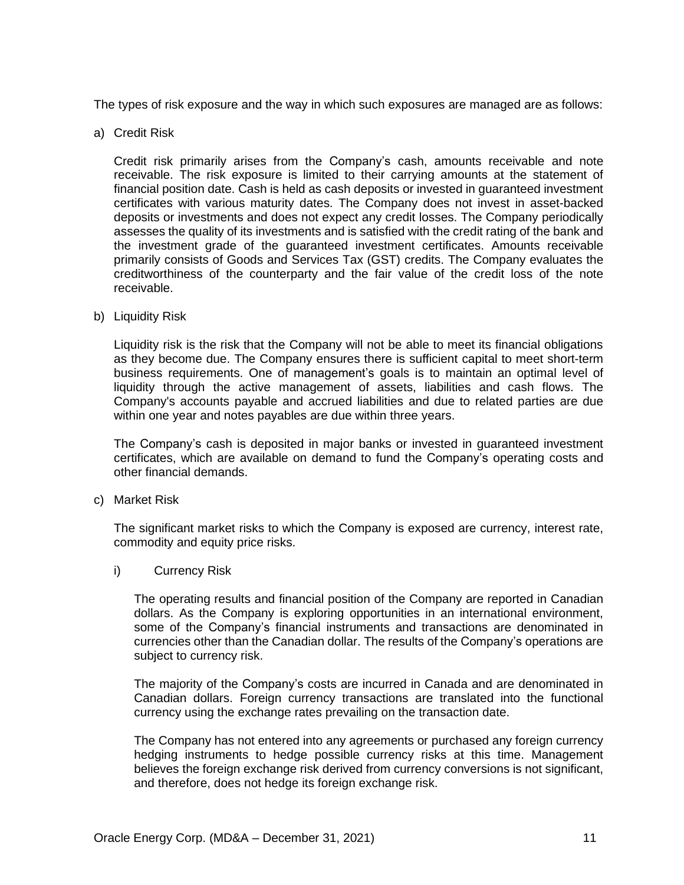The types of risk exposure and the way in which such exposures are managed are as follows:

a) Credit Risk

   Credit risk primarily arises from the Company's cash, amounts receivable and note receivable. The risk exposure is limited to their carrying amounts at the statement of financial position date. Cash is held as cash deposits or invested in guaranteed investment certificates with various maturity dates. The Company does not invest in asset-backed deposits or investments and does not expect any credit losses. The Company periodically assesses the quality of its investments and is satisfied with the credit rating of the bank and the investment grade of the guaranteed investment certificates. Amounts receivable primarily consists of Goods and Services Tax (GST) credits. The Company evaluates the creditworthiness of the counterparty and the fair value of the credit loss of the note receivable.

b) Liquidity Risk

   Liquidity risk is the risk that the Company will not be able to meet its financial obligations as they become due. The Company ensures there is sufficient capital to meet short-term business requirements. One of management's goals is to maintain an optimal level of liquidity through the active management of assets, liabilities and cash flows. The Company's accounts payable and accrued liabilities and due to related parties are due within one year and notes payables are due within three years.

   The Company's cash is deposited in major banks or invested in guaranteed investment certificates, which are available on demand to fund the Company's operating costs and other financial demands.

c) Market Risk

   The significant market risks to which the Company is exposed are currency, interest rate, commodity and equity price risks.

   i) Currency Risk

      The operating results and financial position of the Company are reported in Canadian dollars. As the Company is exploring opportunities in an international environment, some of the Company's financial instruments and transactions are denominated in currencies other than the Canadian dollar. The results of the Company's operations are subject to currency risk.

      The majority of the Company's costs are incurred in Canada and are denominated in Canadian dollars. Foreign currency transactions are translated into the functional currency using the exchange rates prevailing on the transaction date.

      The Company has not entered into any agreements or purchased any foreign currency hedging instruments to hedge possible currency risks at this time. Management believes the foreign exchange risk derived from currency conversions is not significant, and therefore, does not hedge its foreign exchange risk.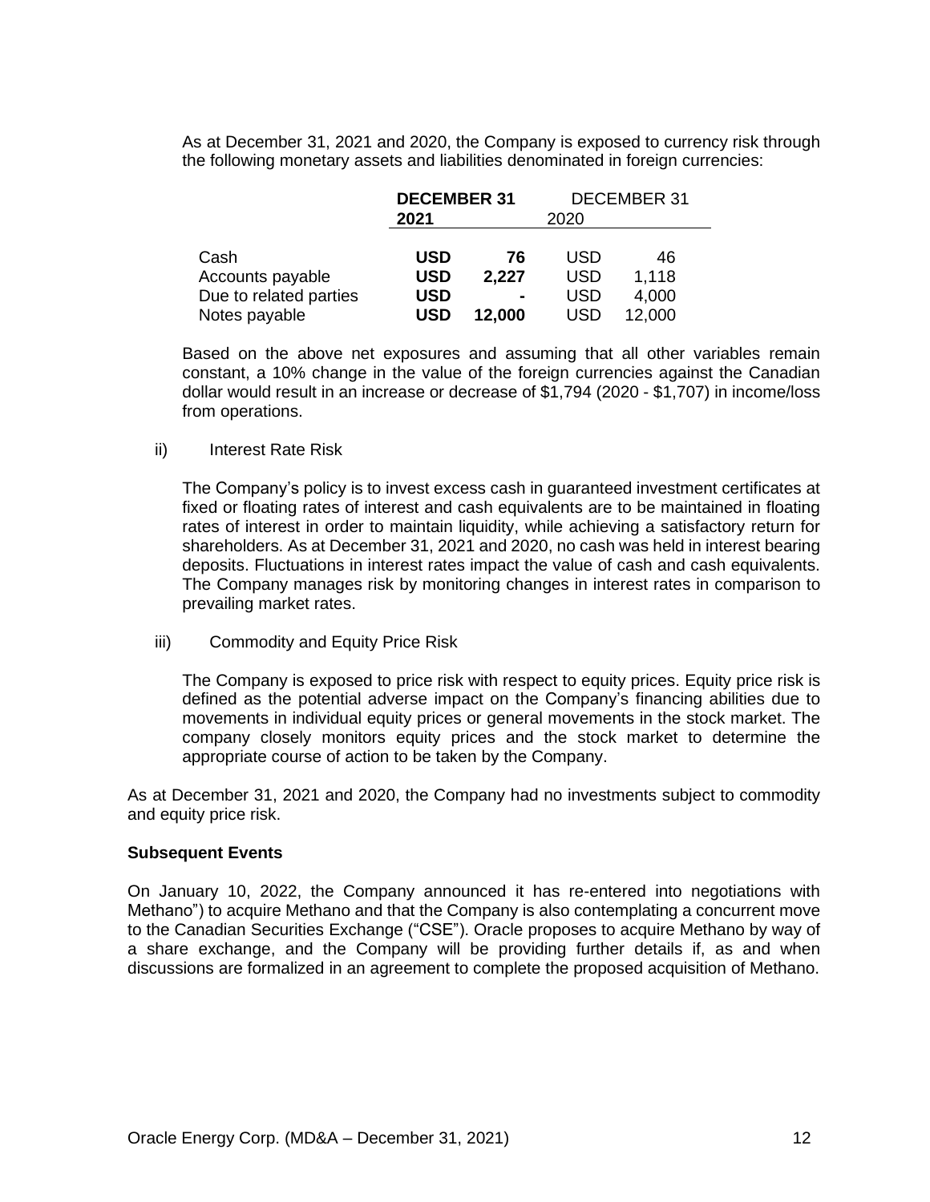As at December 31, 2021 and 2020, the Company is exposed to currency risk through the following monetary assets and liabilities denominated in foreign currencies:

| | **DECEMBER 31 2021** | | DECEMBER 31 2020 | |
|---|---|---|---|---|
| Cash | **USD** | **76** | USD | 46 |
| Accounts payable | **USD** | **2,227** | USD | 1,118 |
| Due to related parties | **USD** | **-** | USD | 4,000 |
| Notes payable | **USD** | **12,000** | USD | 12,000 |

Based on the above net exposures and assuming that all other variables remain constant, a 10% change in the value of the foreign currencies against the Canadian dollar would result in an increase or decrease of $1,794 (2020 - $1,707) in income/loss from operations.

ii) Interest Rate Risk

The Company's policy is to invest excess cash in guaranteed investment certificates at fixed or floating rates of interest and cash equivalents are to be maintained in floating rates of interest in order to maintain liquidity, while achieving a satisfactory return for shareholders. As at December 31, 2021 and 2020, no cash was held in interest bearing deposits. Fluctuations in interest rates impact the value of cash and cash equivalents. The Company manages risk by monitoring changes in interest rates in comparison to prevailing market rates.

iii) Commodity and Equity Price Risk

The Company is exposed to price risk with respect to equity prices. Equity price risk is defined as the potential adverse impact on the Company's financing abilities due to movements in individual equity prices or general movements in the stock market. The company closely monitors equity prices and the stock market to determine the appropriate course of action to be taken by the Company.

As at December 31, 2021 and 2020, the Company had no investments subject to commodity and equity price risk.

**Subsequent Events**

On January 10, 2022, the Company announced it has re-entered into negotiations with Methano") to acquire Methano and that the Company is also contemplating a concurrent move to the Canadian Securities Exchange ("CSE"). Oracle proposes to acquire Methano by way of a share exchange, and the Company will be providing further details if, as and when discussions are formalized in an agreement to complete the proposed acquisition of Methano.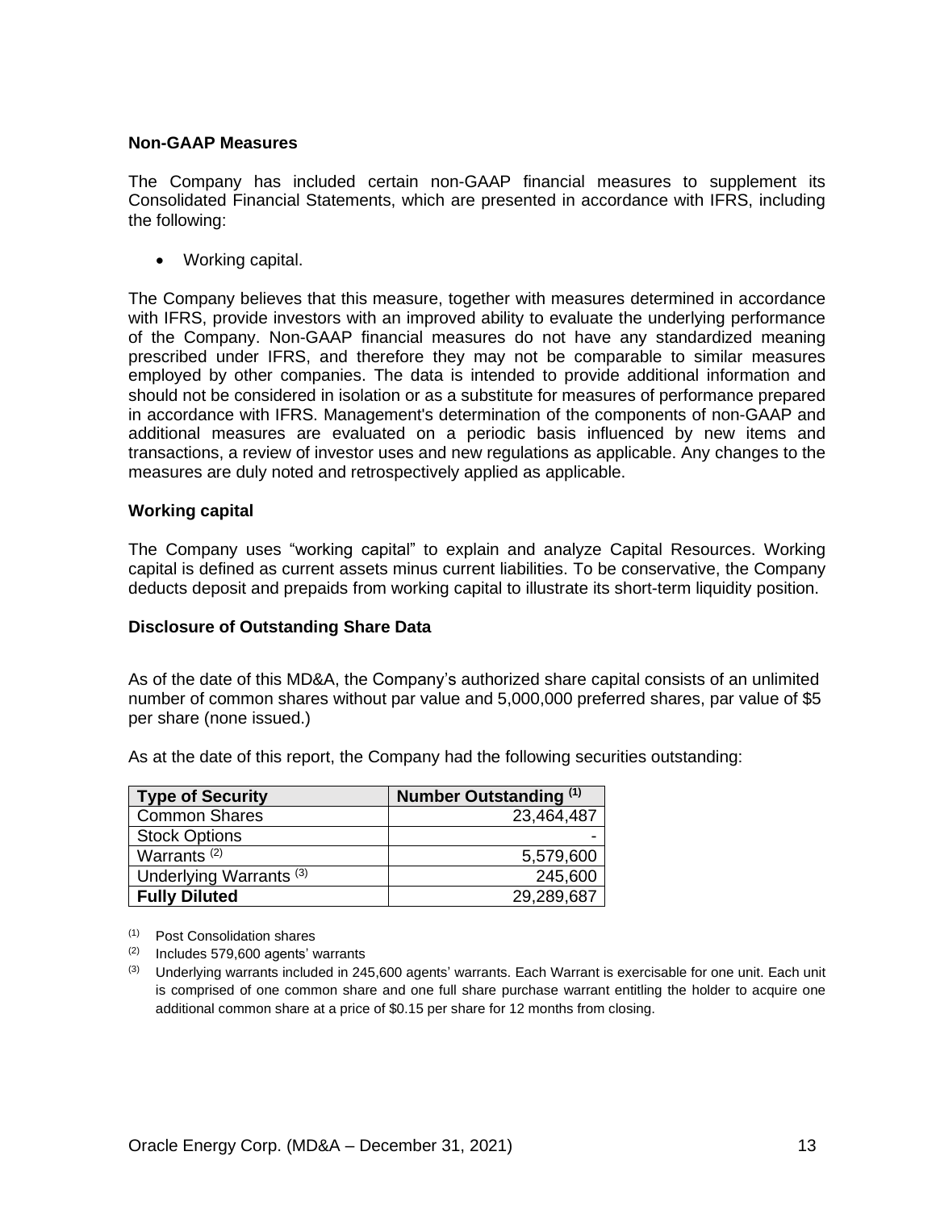### Non-GAAP Measures

The Company has included certain non-GAAP financial measures to supplement its Consolidated Financial Statements, which are presented in accordance with IFRS, including the following:

- Working capital.

The Company believes that this measure, together with measures determined in accordance with IFRS, provide investors with an improved ability to evaluate the underlying performance of the Company. Non-GAAP financial measures do not have any standardized meaning prescribed under IFRS, and therefore they may not be comparable to similar measures employed by other companies. The data is intended to provide additional information and should not be considered in isolation or as a substitute for measures of performance prepared in accordance with IFRS. Management's determination of the components of non-GAAP and additional measures are evaluated on a periodic basis influenced by new items and transactions, a review of investor uses and new regulations as applicable. Any changes to the measures are duly noted and retrospectively applied as applicable.

### Working capital

The Company uses "working capital" to explain and analyze Capital Resources. Working capital is defined as current assets minus current liabilities. To be conservative, the Company deducts deposit and prepaids from working capital to illustrate its short-term liquidity position.

### Disclosure of Outstanding Share Data

As of the date of this MD&A, the Company's authorized share capital consists of an unlimited number of common shares without par value and 5,000,000 preferred shares, par value of $5 per share (none issued.)

As at the date of this report, the Company had the following securities outstanding:

| Type of Security | Number Outstanding (1) |
|---|---|
| Common Shares | 23,464,487 |
| Stock Options | - |
| Warrants (2) | 5,579,600 |
| Underlying Warrants (3) | 245,600 |
| **Fully Diluted** | 29,289,687 |

(1) Post Consolidation shares

(2) Includes 579,600 agents' warrants

(3) Underlying warrants included in 245,600 agents' warrants. Each Warrant is exercisable for one unit. Each unit is comprised of one common share and one full share purchase warrant entitling the holder to acquire one additional common share at a price of $0.15 per share for 12 months from closing.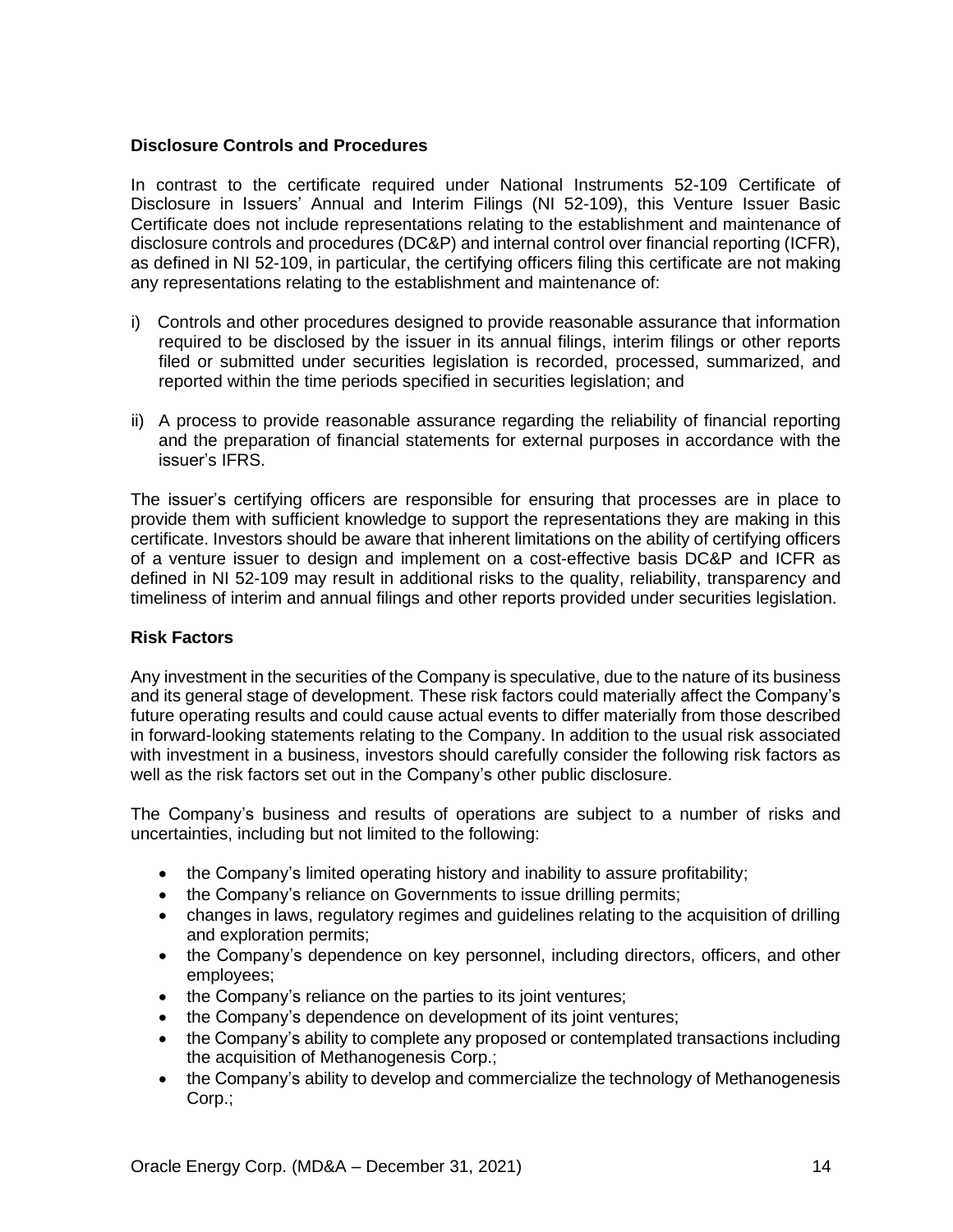### Disclosure Controls and Procedures

In contrast to the certificate required under National Instruments 52-109 Certificate of Disclosure in Issuers' Annual and Interim Filings (NI 52-109), this Venture Issuer Basic Certificate does not include representations relating to the establishment and maintenance of disclosure controls and procedures (DC&P) and internal control over financial reporting (ICFR), as defined in NI 52-109, in particular, the certifying officers filing this certificate are not making any representations relating to the establishment and maintenance of:

i) Controls and other procedures designed to provide reasonable assurance that information required to be disclosed by the issuer in its annual filings, interim filings or other reports filed or submitted under securities legislation is recorded, processed, summarized, and reported within the time periods specified in securities legislation; and

ii) A process to provide reasonable assurance regarding the reliability of financial reporting and the preparation of financial statements for external purposes in accordance with the issuer's IFRS.

The issuer's certifying officers are responsible for ensuring that processes are in place to provide them with sufficient knowledge to support the representations they are making in this certificate. Investors should be aware that inherent limitations on the ability of certifying officers of a venture issuer to design and implement on a cost-effective basis DC&P and ICFR as defined in NI 52-109 may result in additional risks to the quality, reliability, transparency and timeliness of interim and annual filings and other reports provided under securities legislation.

### Risk Factors

Any investment in the securities of the Company is speculative, due to the nature of its business and its general stage of development. These risk factors could materially affect the Company's future operating results and could cause actual events to differ materially from those described in forward-looking statements relating to the Company. In addition to the usual risk associated with investment in a business, investors should carefully consider the following risk factors as well as the risk factors set out in the Company's other public disclosure.

The Company's business and results of operations are subject to a number of risks and uncertainties, including but not limited to the following:

- the Company's limited operating history and inability to assure profitability;
- the Company's reliance on Governments to issue drilling permits;
- changes in laws, regulatory regimes and guidelines relating to the acquisition of drilling and exploration permits;
- the Company's dependence on key personnel, including directors, officers, and other employees;
- the Company's reliance on the parties to its joint ventures;
- the Company's dependence on development of its joint ventures;
- the Company's ability to complete any proposed or contemplated transactions including the acquisition of Methanogenesis Corp.;
- the Company's ability to develop and commercialize the technology of Methanogenesis Corp.;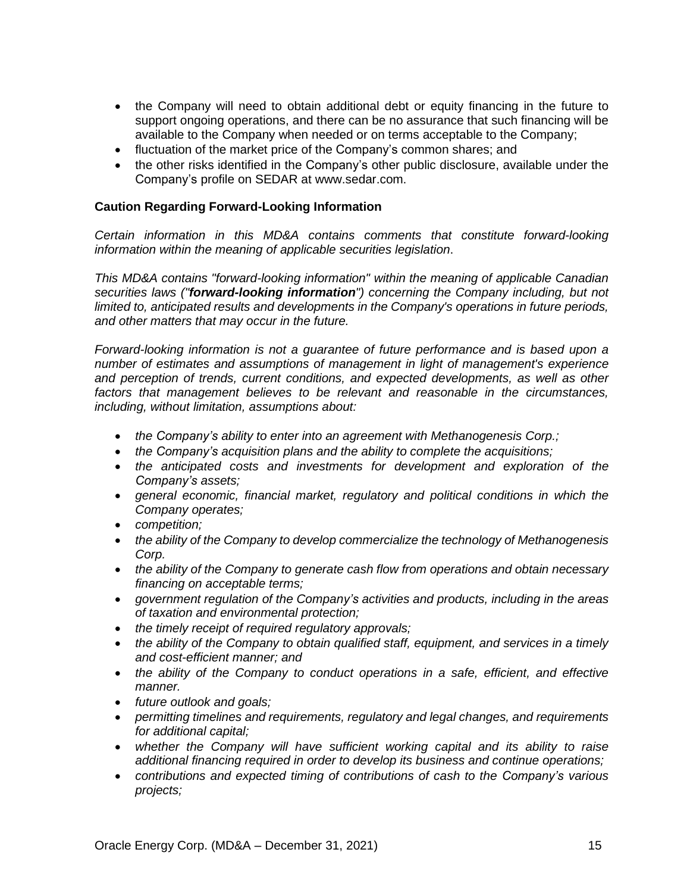- the Company will need to obtain additional debt or equity financing in the future to support ongoing operations, and there can be no assurance that such financing will be available to the Company when needed or on terms acceptable to the Company;
- fluctuation of the market price of the Company's common shares; and
- the other risks identified in the Company's other public disclosure, available under the Company's profile on SEDAR at www.sedar.com.

**Caution Regarding Forward-Looking Information**

*Certain information in this MD&A contains comments that constitute forward-looking information within the meaning of applicable securities legislation*.

*This MD&A contains "forward-looking information" within the meaning of applicable Canadian securities laws ("**forward-looking information**") concerning the Company including, but not limited to, anticipated results and developments in the Company's operations in future periods, and other matters that may occur in the future.*

*Forward-looking information is not a guarantee of future performance and is based upon a number of estimates and assumptions of management in light of management's experience and perception of trends, current conditions, and expected developments, as well as other factors that management believes to be relevant and reasonable in the circumstances, including, without limitation, assumptions about:*

- *the Company's ability to enter into an agreement with Methanogenesis Corp.;*
- *the Company's acquisition plans and the ability to complete the acquisitions;*
- *the anticipated costs and investments for development and exploration of the Company's assets;*
- *general economic, financial market, regulatory and political conditions in which the Company operates;*
- *competition;*
- *the ability of the Company to develop commercialize the technology of Methanogenesis Corp.*
- *the ability of the Company to generate cash flow from operations and obtain necessary financing on acceptable terms;*
- *government regulation of the Company's activities and products, including in the areas of taxation and environmental protection;*
- *the timely receipt of required regulatory approvals;*
- *the ability of the Company to obtain qualified staff, equipment, and services in a timely and cost-efficient manner; and*
- *the ability of the Company to conduct operations in a safe, efficient, and effective manner.*
- *future outlook and goals;*
- *permitting timelines and requirements, regulatory and legal changes, and requirements for additional capital;*
- *whether the Company will have sufficient working capital and its ability to raise additional financing required in order to develop its business and continue operations;*
- *contributions and expected timing of contributions of cash to the Company's various projects;*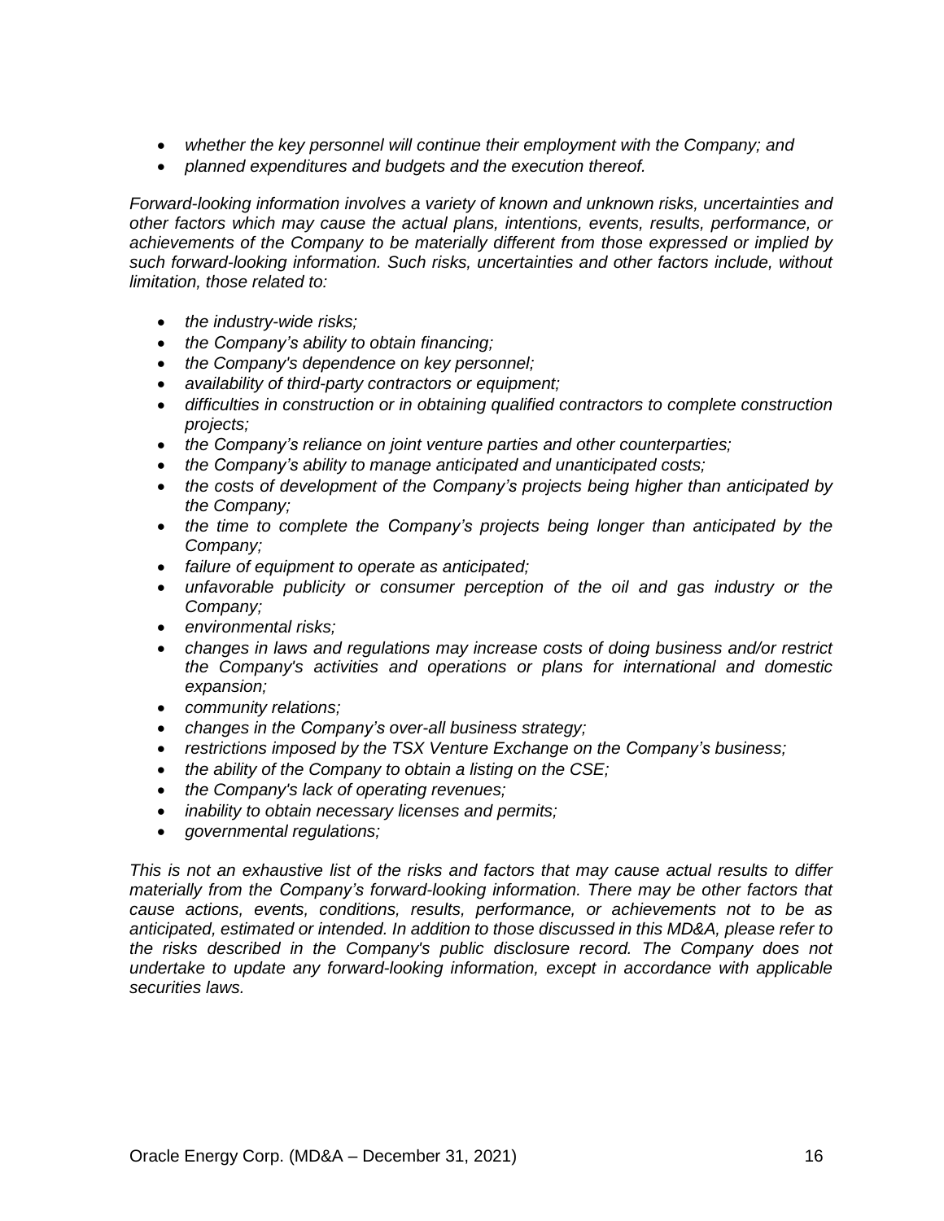- *whether the key personnel will continue their employment with the Company; and*
- *planned expenditures and budgets and the execution thereof.*

*Forward-looking information involves a variety of known and unknown risks, uncertainties and other factors which may cause the actual plans, intentions, events, results, performance, or achievements of the Company to be materially different from those expressed or implied by such forward-looking information. Such risks, uncertainties and other factors include, without limitation, those related to:*

- *the industry-wide risks;*
- *the Company's ability to obtain financing;*
- *the Company's dependence on key personnel;*
- *availability of third-party contractors or equipment;*
- *difficulties in construction or in obtaining qualified contractors to complete construction projects;*
- *the Company's reliance on joint venture parties and other counterparties;*
- *the Company's ability to manage anticipated and unanticipated costs;*
- *the costs of development of the Company's projects being higher than anticipated by the Company;*
- *the time to complete the Company's projects being longer than anticipated by the Company;*
- *failure of equipment to operate as anticipated;*
- *unfavorable publicity or consumer perception of the oil and gas industry or the Company;*
- *environmental risks;*
- *changes in laws and regulations may increase costs of doing business and/or restrict the Company's activities and operations or plans for international and domestic expansion;*
- *community relations;*
- *changes in the Company's over-all business strategy;*
- *restrictions imposed by the TSX Venture Exchange on the Company's business;*
- *the ability of the Company to obtain a listing on the CSE;*
- *the Company's lack of operating revenues;*
- *inability to obtain necessary licenses and permits;*
- *governmental regulations;*

*This is not an exhaustive list of the risks and factors that may cause actual results to differ materially from the Company's forward-looking information. There may be other factors that cause actions, events, conditions, results, performance, or achievements not to be as anticipated, estimated or intended. In addition to those discussed in this MD&A, please refer to the risks described in the Company's public disclosure record. The Company does not undertake to update any forward-looking information, except in accordance with applicable securities laws.*